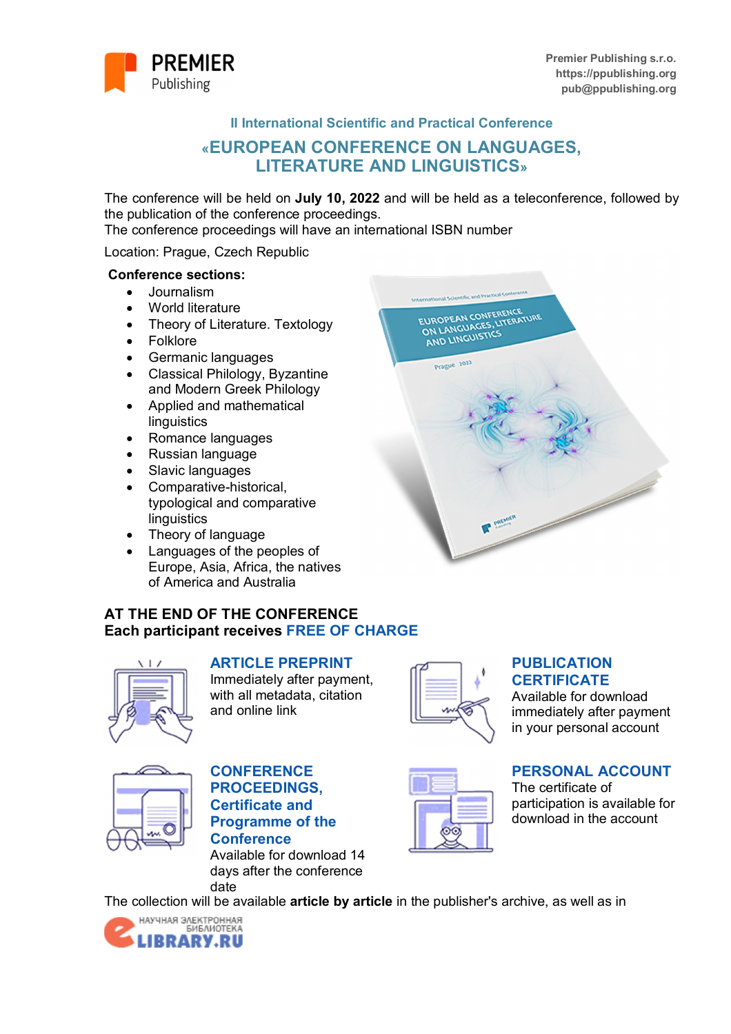PREMIER Publishing

Premier Publishing s.r.o.
https://ppublishing.org
pub@ppublishing.org

### II International Scientific and Practical Conference

# «EUROPEAN CONFERENCE ON LANGUAGES, LITERATURE AND LINGUISTICS»

The conference will be held on **July 10, 2022** and will be held as a teleconference, followed by the publication of the conference proceedings.
The conference proceedings will have an international ISBN number

Location: Prague, Czech Republic

**Conference sections:**

- Journalism
- World literature
- Theory of Literature. Textology
- Folklore
- Germanic languages
- Classical Philology, Byzantine and Modern Greek Philology
- Applied and mathematical linguistics
- Romance languages
- Russian language
- Slavic languages
- Comparative-historical, typological and comparative linguistics
- Theory of language
- Languages of the peoples of Europe, Asia, Africa, the natives of America and Australia

**AT THE END OF THE CONFERENCE**
**Each participant receives FREE OF CHARGE**

**ARTICLE PREPRINT**
Immediately after payment, with all metadata, citation and online link

**PUBLICATION CERTIFICATE**
Available for download immediately after payment in your personal account

**CONFERENCE PROCEEDINGS, Certificate and Programme of the Conference**
Available for download 14 days after the conference date

**PERSONAL ACCOUNT**
The certificate of participation is available for download in the account

The collection will be available **article by article** in the publisher's archive, as well as in

НАУЧНАЯ ЭЛЕКТРОННАЯ БИБЛИОТЕКА eLIBRARY.RU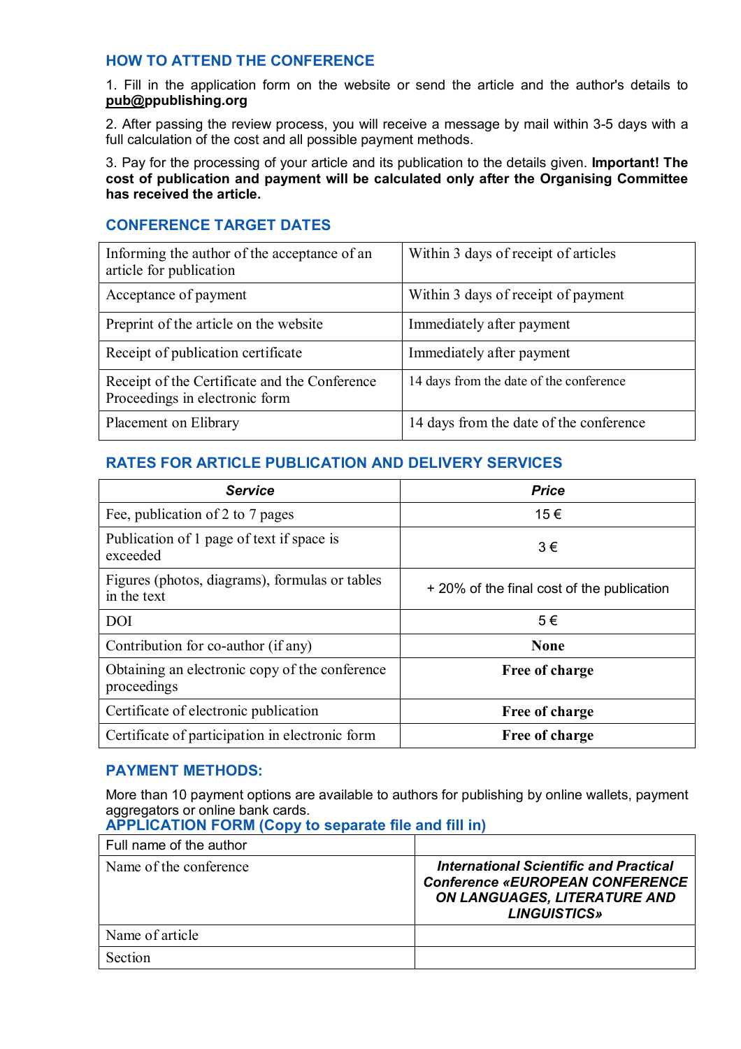## HOW TO ATTEND THE CONFERENCE

1. Fill in the application form on the website or send the article and the author's details to **pub@ppublishing.org**

2. After passing the review process, you will receive a message by mail within 3-5 days with a full calculation of the cost and all possible payment methods.

3. Pay for the processing of your article and its publication to the details given. **Important! The cost of publication and payment will be calculated only after the Organising Committee has received the article.**

## CONFERENCE TARGET DATES

| | |
|---|---|
| Informing the author of the acceptance of an article for publication | Within 3 days of receipt of articles |
| Acceptance of payment | Within 3 days of receipt of payment |
| Preprint of the article on the website | Immediately after payment |
| Receipt of publication certificate | Immediately after payment |
| Receipt of the Certificate and the Conference Proceedings in electronic form | 14 days from the date of the conference |
| Placement on Elibrary | 14 days from the date of the conference |

## RATES FOR ARTICLE PUBLICATION AND DELIVERY SERVICES

| ***Service*** | ***Price*** |
|---|---|
| Fee, publication of 2 to 7 pages | 15 € |
| Publication of 1 page of text if space is exceeded | 3 € |
| Figures (photos, diagrams), formulas or tables in the text | + 20% of the final cost of the publication |
| DOI | 5 € |
| Contribution for co-author (if any) | **None** |
| Obtaining an electronic copy of the conference proceedings | **Free of charge** |
| Certificate of electronic publication | **Free of charge** |
| Certificate of participation in electronic form | **Free of charge** |

## PAYMENT METHODS:

More than 10 payment options are available to authors for publishing by online wallets, payment aggregators or online bank cards.

## APPLICATION FORM (Copy to separate file and fill in)

| | |
|---|---|
| Full name of the author | |
| Name of the conference | ***International Scientific and Practical Conference «EUROPEAN CONFERENCE ON LANGUAGES, LITERATURE AND LINGUISTICS»*** |
| Name of article | |
| Section | |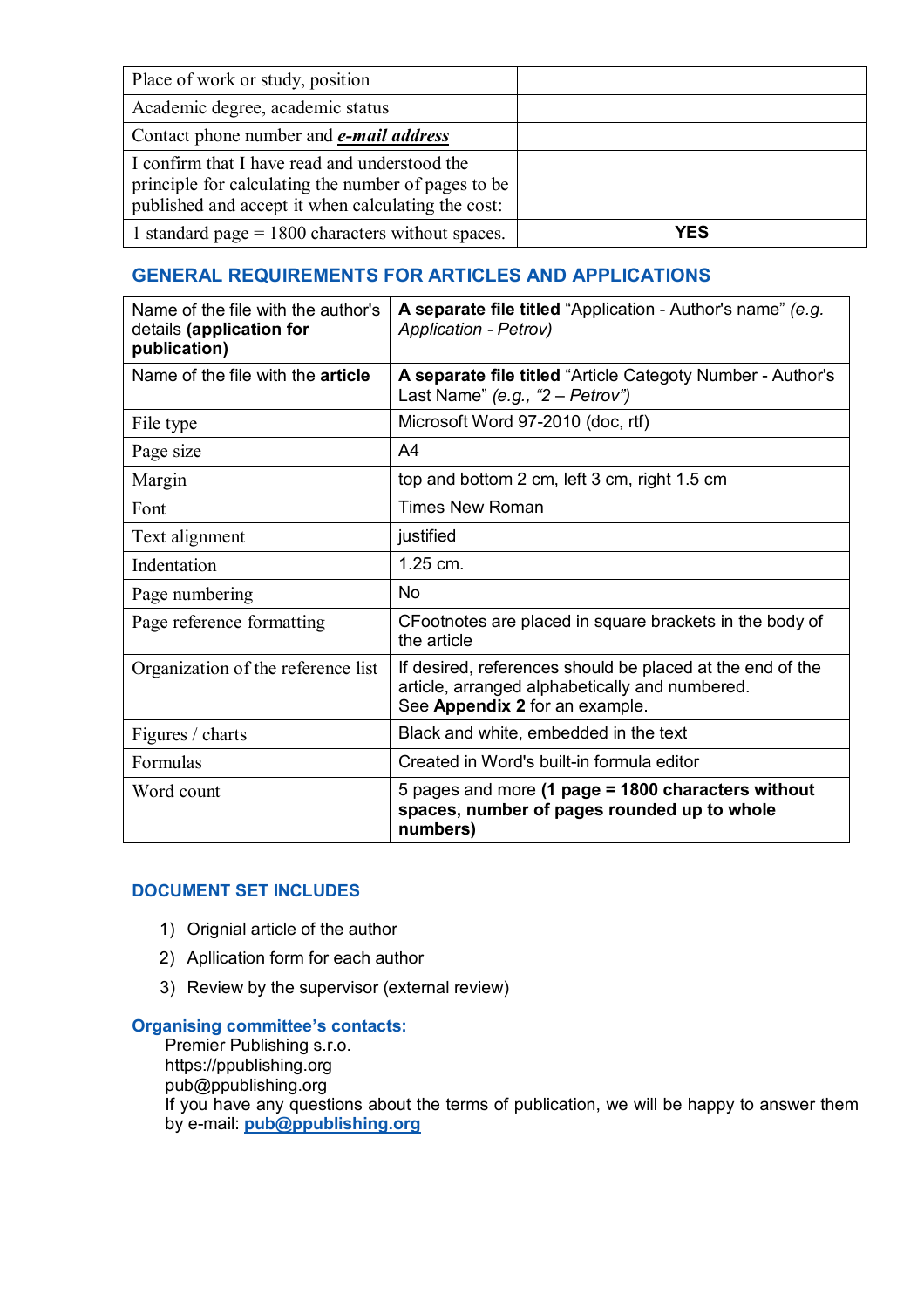| | |
|---|---|
| Place of work or study, position | |
| Academic degree, academic status | |
| Contact phone number and ***e-mail address*** | |
| I confirm that I have read and understood the principle for calculating the number of pages to be published and accept it when calculating the cost: | |
| 1 standard page = 1800 characters without spaces. | **YES** |

## GENERAL REQUIREMENTS FOR ARTICLES AND APPLICATIONS

| | |
|---|---|
| Name of the file with the author's details **(application for publication)** | **A separate file titled** "Application - Author's name" *(e.g. Application - Petrov)* |
| Name of the file with the **article** | **A separate file titled** "Article Categoty Number - Author's Last Name" *(e.g., "2 – Petrov")* |
| File type | Microsoft Word 97-2010 (doc, rtf) |
| Page size | A4 |
| Margin | top and bottom 2 cm, left 3 cm, right 1.5 cm |
| Font | Times New Roman |
| Text alignment | justified |
| Indentation | 1.25 cm. |
| Page numbering | No |
| Page reference formatting | CFootnotes are placed in square brackets in the body of the article |
| Organization of the reference list | If desired, references should be placed at the end of the article, arranged alphabetically and numbered. See **Appendix 2** for an example. |
| Figures / charts | Black and white, embedded in the text |
| Formulas | Created in Word's built-in formula editor |
| Word count | 5 pages and more **(1 page = 1800 characters without spaces, number of pages rounded up to whole numbers)** |

## DOCUMENT SET INCLUDES

1) Orignial article of the author
2) Apllication form for each author
3) Review by the supervisor (external review)

### Organising committee's contacts:

Premier Publishing s.r.o.
https://ppublishing.org
pub@ppublishing.org
If you have any questions about the terms of publication, we will be happy to answer them by e-mail: **pub@ppublishing.org**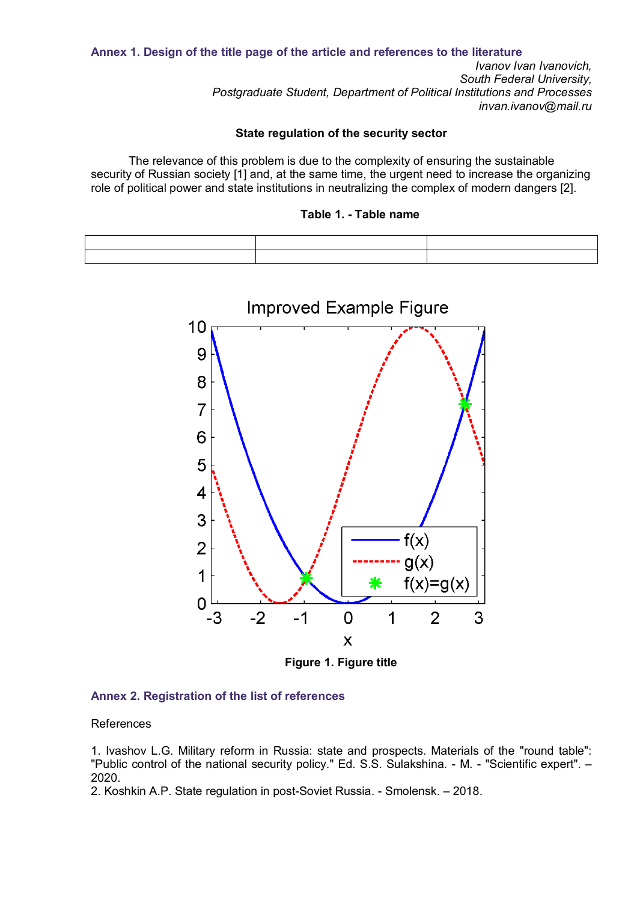## Annex 1. Design of the title page of the article and references to the literature

*Ivanov Ivan Ivanovich,*
*South Federal University,*
*Postgraduate Student, Department of Political Institutions and Processes*
*invan.ivanov@mail.ru*

**State regulation of the security sector**

The relevance of this problem is due to the complexity of ensuring the sustainable security of Russian society [1] and, at the same time, the urgent need to increase the organizing role of political power and state institutions in neutralizing the complex of modern dangers [2].

**Table 1. - Table name**

| | | |
|---|---|---|
| | | |

Improved Example Figure

10
9
8
7
6
5
4
3
2
1
0

-3 -2 -1 0 1 2 3

x

f(x)
g(x)
f(x)=g(x)

**Figure 1. Figure title**

## Annex 2. Registration of the list of references

References

1. Ivashov L.G. Military reform in Russia: state and prospects. Materials of the "round table": "Public control of the national security policy." Ed. S.S. Sulakshina. - M. - "Scientific expert". – 2020.
2. Koshkin A.P. State regulation in post-Soviet Russia. - Smolensk. – 2018.